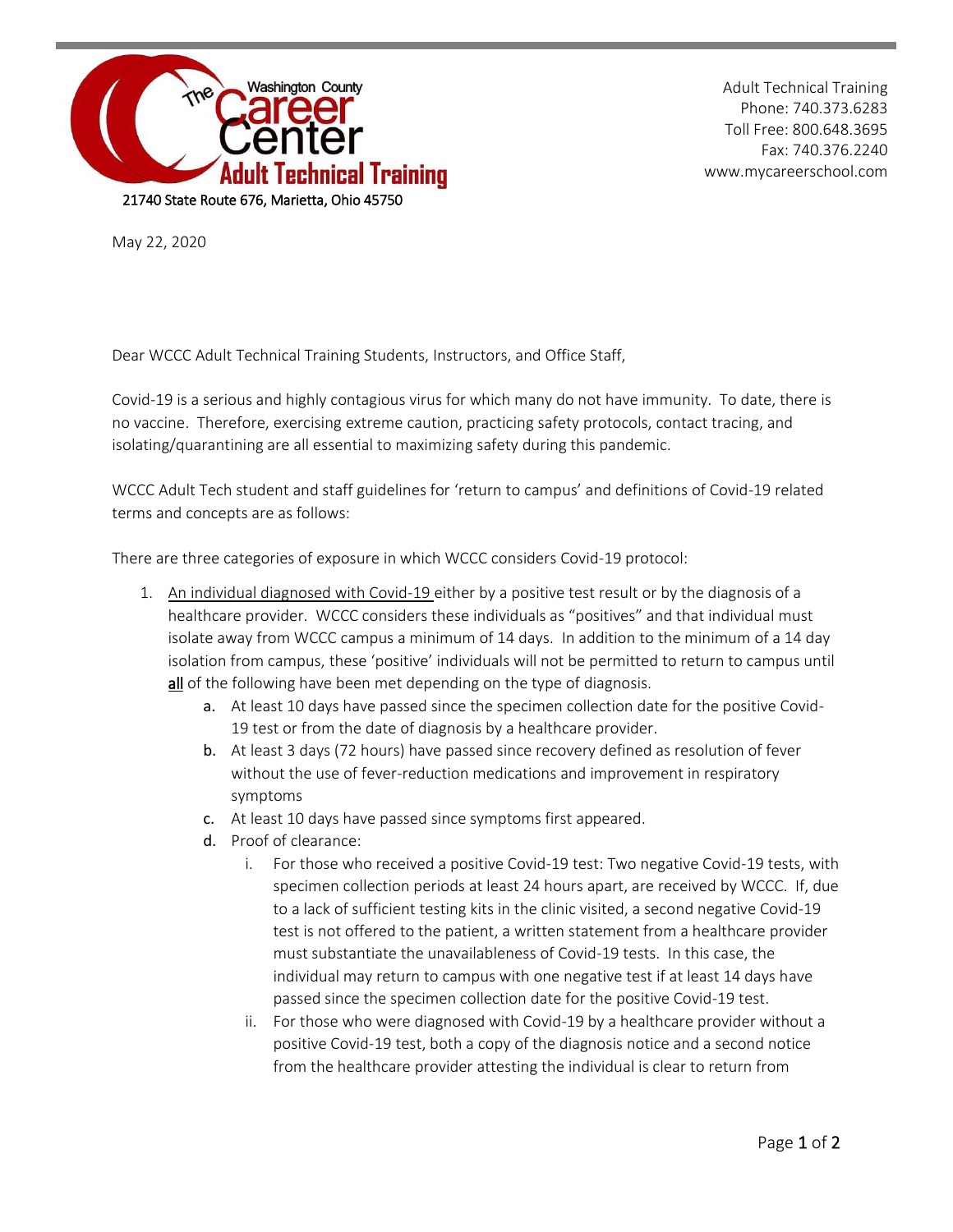**The Washington County Career Center Adult Technical Training**

21740 State Route 676, Marietta, Ohio 45750

Adult Technical Training
Phone: 740.373.6283
Toll Free: 800.648.3695
Fax: 740.376.2240
www.mycareerschool.com

May 22, 2020

Dear WCCC Adult Technical Training Students, Instructors, and Office Staff,

Covid-19 is a serious and highly contagious virus for which many do not have immunity. To date, there is no vaccine. Therefore, exercising extreme caution, practicing safety protocols, contact tracing, and isolating/quarantining are all essential to maximizing safety during this pandemic.

WCCC Adult Tech student and staff guidelines for 'return to campus' and definitions of Covid-19 related terms and concepts are as follows:

There are three categories of exposure in which WCCC considers Covid-19 protocol:

1. <u>An individual diagnosed with Covid-19</u> either by a positive test result or by the diagnosis of a healthcare provider. WCCC considers these individuals as "positives" and that individual must isolate away from WCCC campus a minimum of 14 days. In addition to the minimum of a 14 day isolation from campus, these 'positive' individuals will not be permitted to return to campus until **<u>all</u>** of the following have been met depending on the type of diagnosis.
    a. At least 10 days have passed since the specimen collection date for the positive Covid-19 test or from the date of diagnosis by a healthcare provider.
    b. At least 3 days (72 hours) have passed since recovery defined as resolution of fever without the use of fever-reduction medications and improvement in respiratory symptoms
    c. At least 10 days have passed since symptoms first appeared.
    d. Proof of clearance:
        i. For those who received a positive Covid-19 test: Two negative Covid-19 tests, with specimen collection periods at least 24 hours apart, are received by WCCC. If, due to a lack of sufficient testing kits in the clinic visited, a second negative Covid-19 test is not offered to the patient, a written statement from a healthcare provider must substantiate the unavailableness of Covid-19 tests. In this case, the individual may return to campus with one negative test if at least 14 days have passed since the specimen collection date for the positive Covid-19 test.
        ii. For those who were diagnosed with Covid-19 by a healthcare provider without a positive Covid-19 test, both a copy of the diagnosis notice and a second notice from the healthcare provider attesting the individual is clear to return from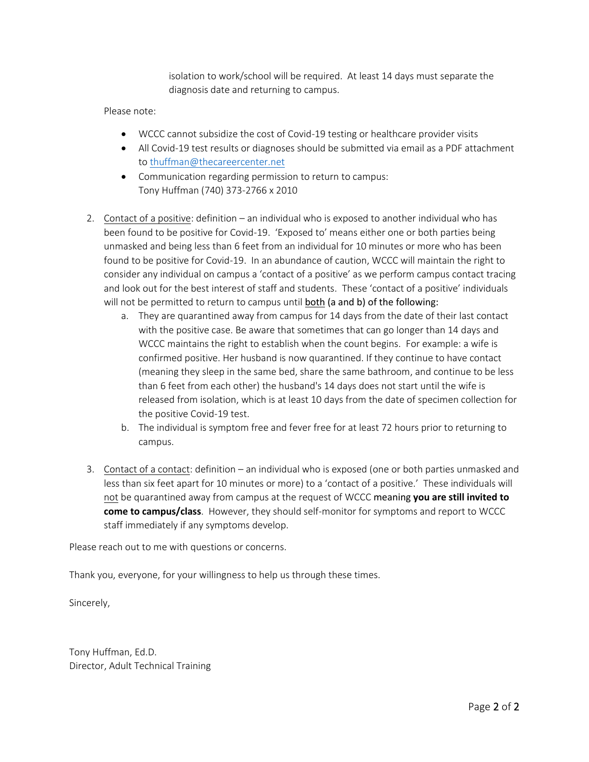isolation to work/school will be required. At least 14 days must separate the diagnosis date and returning to campus.

Please note:

- WCCC cannot subsidize the cost of Covid-19 testing or healthcare provider visits
- All Covid-19 test results or diagnoses should be submitted via email as a PDF attachment to thuffman@thecareercenter.net
- Communication regarding permission to return to campus:
  Tony Huffman (740) 373-2766 x 2010

2. Contact of a positive: definition – an individual who is exposed to another individual who has been found to be positive for Covid-19. 'Exposed to' means either one or both parties being unmasked and being less than 6 feet from an individual for 10 minutes or more who has been found to be positive for Covid-19. In an abundance of caution, WCCC will maintain the right to consider any individual on campus a 'contact of a positive' as we perform campus contact tracing and look out for the best interest of staff and students. These 'contact of a positive' individuals will not be permitted to return to campus until both (a and b) of the following:
   a. They are quarantined away from campus for 14 days from the date of their last contact with the positive case. Be aware that sometimes that can go longer than 14 days and WCCC maintains the right to establish when the count begins. For example: a wife is confirmed positive. Her husband is now quarantined. If they continue to have contact (meaning they sleep in the same bed, share the same bathroom, and continue to be less than 6 feet from each other) the husband's 14 days does not start until the wife is released from isolation, which is at least 10 days from the date of specimen collection for the positive Covid-19 test.
   b. The individual is symptom free and fever free for at least 72 hours prior to returning to campus.

3. Contact of a contact: definition – an individual who is exposed (one or both parties unmasked and less than six feet apart for 10 minutes or more) to a 'contact of a positive.' These individuals will not be quarantined away from campus at the request of WCCC meaning **you are still invited to come to campus/class**. However, they should self-monitor for symptoms and report to WCCC staff immediately if any symptoms develop.

Please reach out to me with questions or concerns.

Thank you, everyone, for your willingness to help us through these times.

Sincerely,

Tony Huffman, Ed.D.
Director, Adult Technical Training